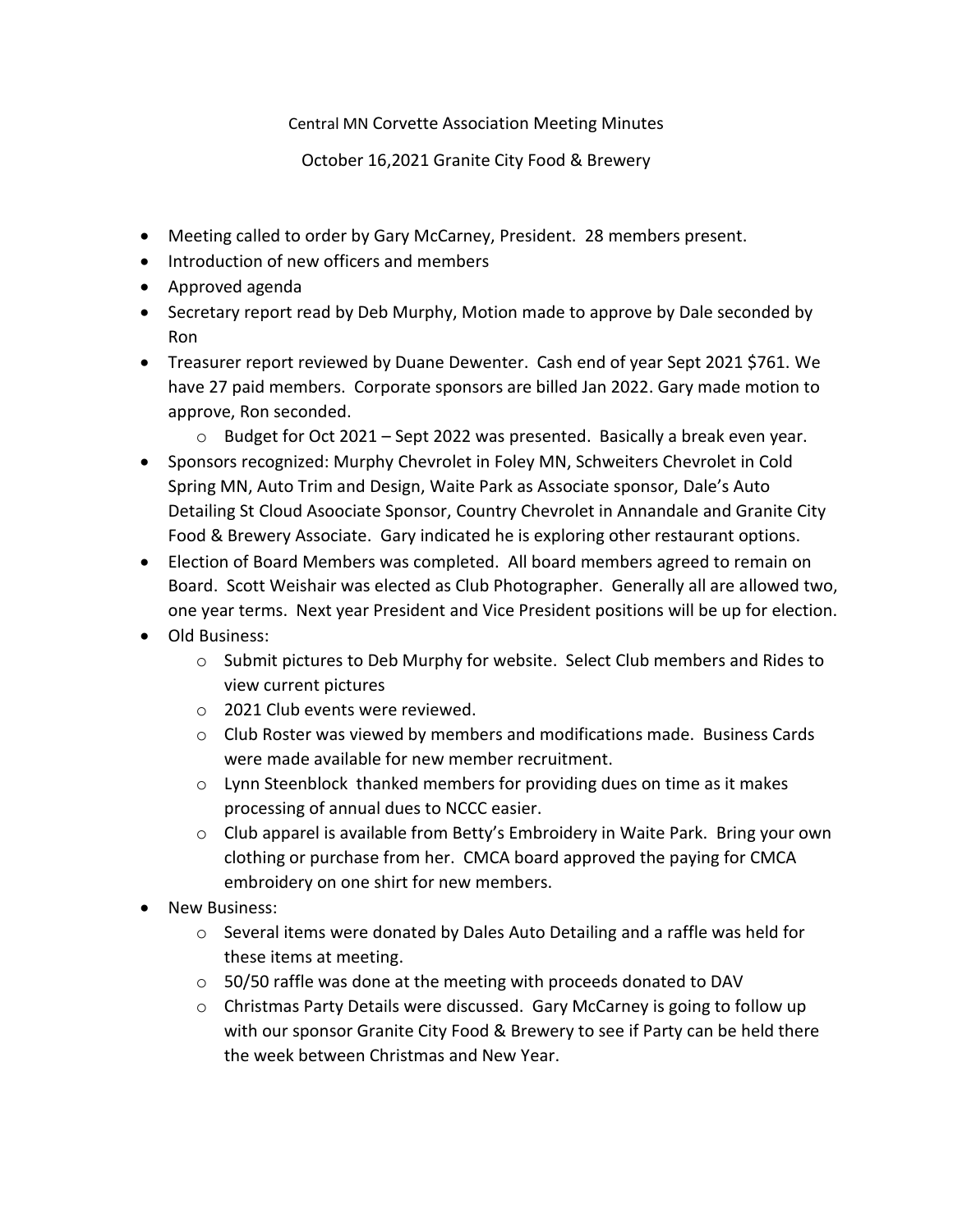Central MN Corvette Association Meeting Minutes

October 16,2021 Granite City Food & Brewery

- Meeting called to order by Gary McCarney, President. 28 members present.
- Introduction of new officers and members
- Approved agenda
- Secretary report read by Deb Murphy, Motion made to approve by Dale seconded by Ron
- Treasurer report reviewed by Duane Dewenter. Cash end of year Sept 2021 $761. We have 27 paid members. Corporate sponsors are billed Jan 2022. Gary made motion to approve, Ron seconded.
    - Budget for Oct 2021 – Sept 2022 was presented. Basically a break even year.
- Sponsors recognized: Murphy Chevrolet in Foley MN, Schweiters Chevrolet in Cold Spring MN, Auto Trim and Design, Waite Park as Associate sponsor, Dale's Auto Detailing St Cloud Asoociate Sponsor, Country Chevrolet in Annandale and Granite City Food & Brewery Associate. Gary indicated he is exploring other restaurant options.
- Election of Board Members was completed. All board members agreed to remain on Board. Scott Weishair was elected as Club Photographer. Generally all are allowed two, one year terms. Next year President and Vice President positions will be up for election.
- Old Business:
    - Submit pictures to Deb Murphy for website. Select Club members and Rides to view current pictures
    - 2021 Club events were reviewed.
    - Club Roster was viewed by members and modifications made. Business Cards were made available for new member recruitment.
    - Lynn Steenblock thanked members for providing dues on time as it makes processing of annual dues to NCCC easier.
    - Club apparel is available from Betty's Embroidery in Waite Park. Bring your own clothing or purchase from her. CMCA board approved the paying for CMCA embroidery on one shirt for new members.
- New Business:
    - Several items were donated by Dales Auto Detailing and a raffle was held for these items at meeting.
    - 50/50 raffle was done at the meeting with proceeds donated to DAV
    - Christmas Party Details were discussed. Gary McCarney is going to follow up with our sponsor Granite City Food & Brewery to see if Party can be held there the week between Christmas and New Year.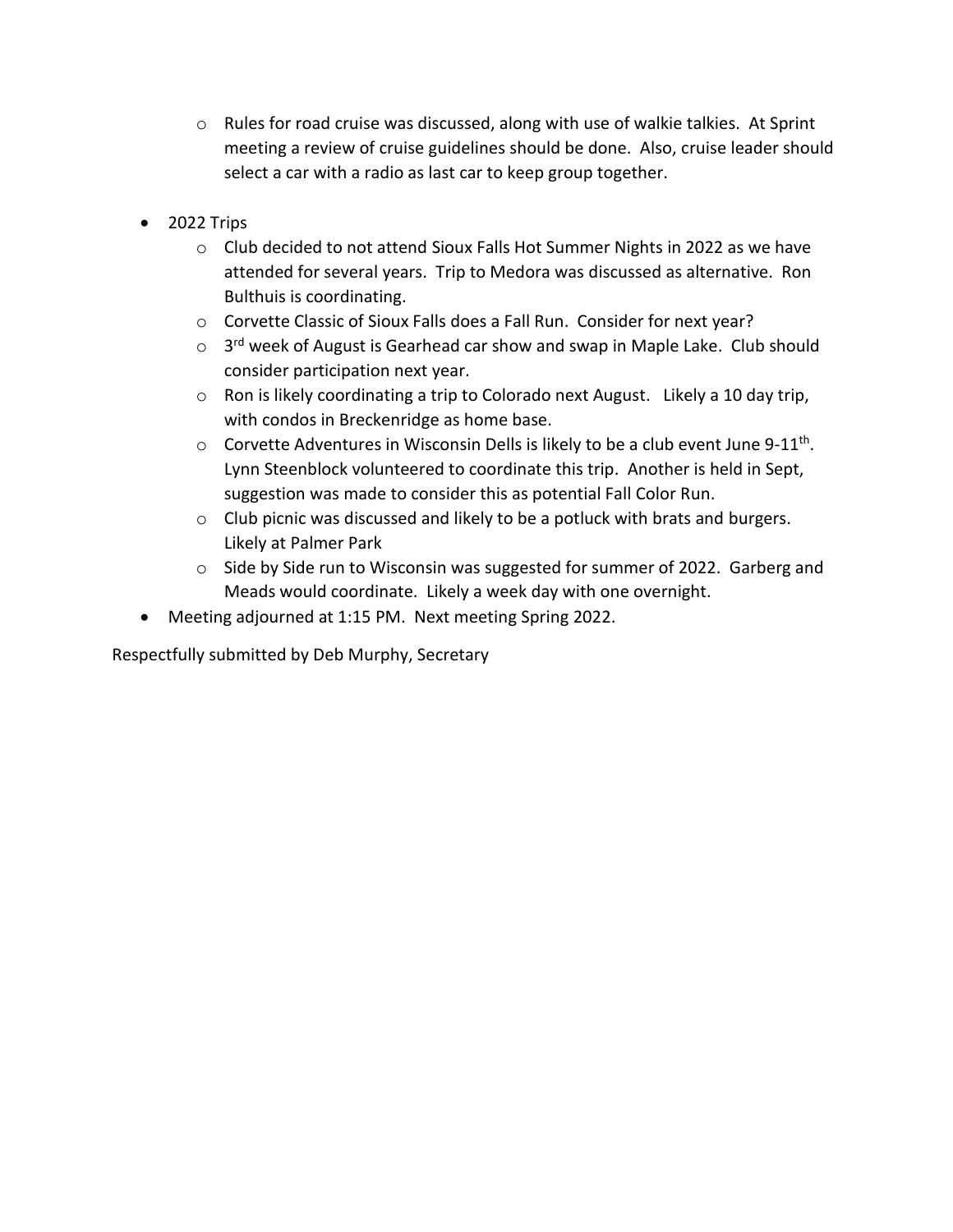- Rules for road cruise was discussed, along with use of walkie talkies. At Sprint meeting a review of cruise guidelines should be done. Also, cruise leader should select a car with a radio as last car to keep group together.

- 2022 Trips
  - Club decided to not attend Sioux Falls Hot Summer Nights in 2022 as we have attended for several years. Trip to Medora was discussed as alternative. Ron Bulthuis is coordinating.
  - Corvette Classic of Sioux Falls does a Fall Run. Consider for next year?
  - 3rd week of August is Gearhead car show and swap in Maple Lake. Club should consider participation next year.
  - Ron is likely coordinating a trip to Colorado next August. Likely a 10 day trip, with condos in Breckenridge as home base.
  - Corvette Adventures in Wisconsin Dells is likely to be a club event June 9-11th. Lynn Steenblock volunteered to coordinate this trip. Another is held in Sept, suggestion was made to consider this as potential Fall Color Run.
  - Club picnic was discussed and likely to be a potluck with brats and burgers. Likely at Palmer Park
  - Side by Side run to Wisconsin was suggested for summer of 2022. Garberg and Meads would coordinate. Likely a week day with one overnight.
- Meeting adjourned at 1:15 PM. Next meeting Spring 2022.

Respectfully submitted by Deb Murphy, Secretary